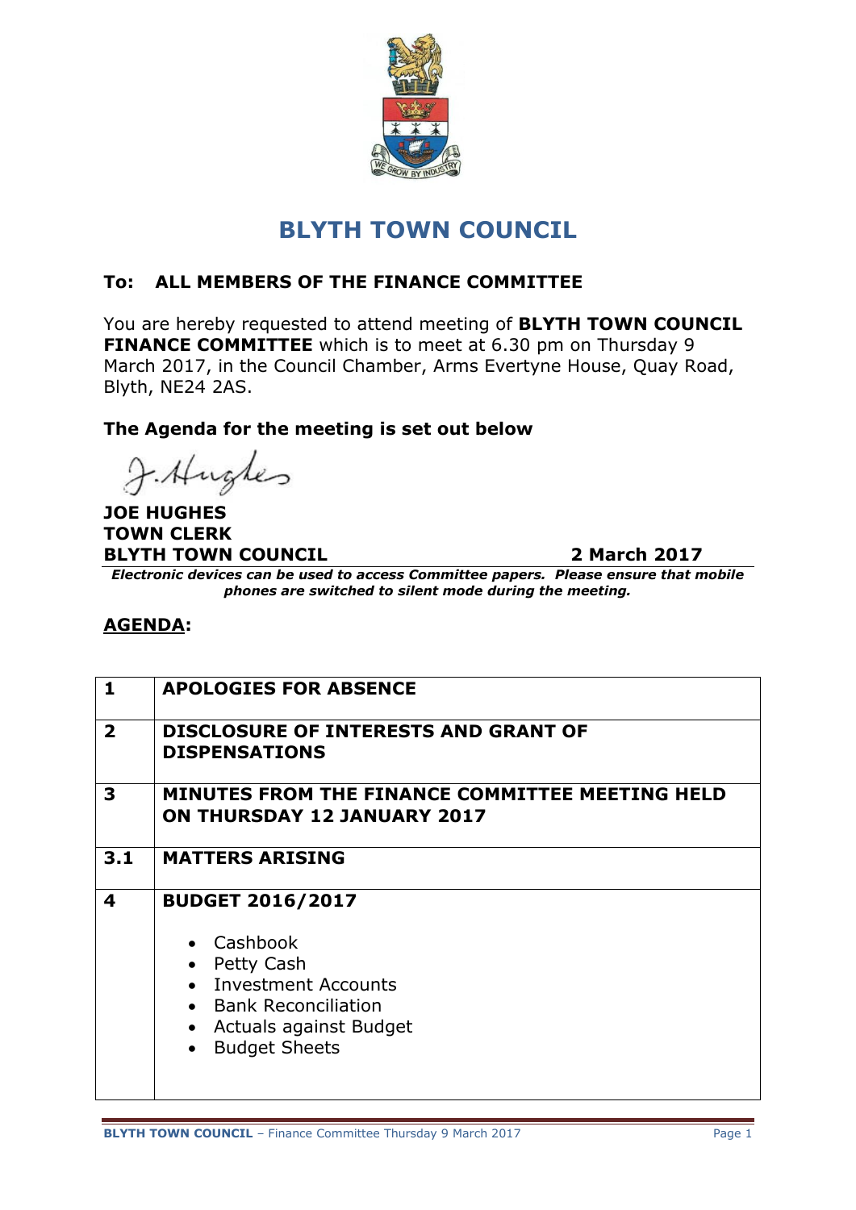# BLYTH TOWN COUNCIL

## To: ALL MEMBERS OF THE FINANCE COMMITTEE

You are hereby requested to attend meeting of **BLYTH TOWN COUNCIL FINANCE COMMITTEE** which is to meet at 6.30 pm on Thursday 9 March 2017, in the Council Chamber, Arms Evertyne House, Quay Road, Blyth, NE24 2AS.

**The Agenda for the meeting is set out below**

J. Hughes

**JOE HUGHES**
**TOWN CLERK**
**BLYTH TOWN COUNCIL** **2 March 2017**

***Electronic devices can be used to access Committee papers. Please ensure that mobile phones are switched to silent mode during the meeting.***

**AGENDA:**

| | |
|---|---|
| **1** | **APOLOGIES FOR ABSENCE** |
| **2** | **DISCLOSURE OF INTERESTS AND GRANT OF DISPENSATIONS** |
| **3** | **MINUTES FROM THE FINANCE COMMITTEE MEETING HELD ON THURSDAY 12 JANUARY 2017** |
| **3.1** | **MATTERS ARISING** |
| **4** | **BUDGET 2016/2017**<br><br>• Cashbook<br>• Petty Cash<br>• Investment Accounts<br>• Bank Reconciliation<br>• Actuals against Budget<br>• Budget Sheets |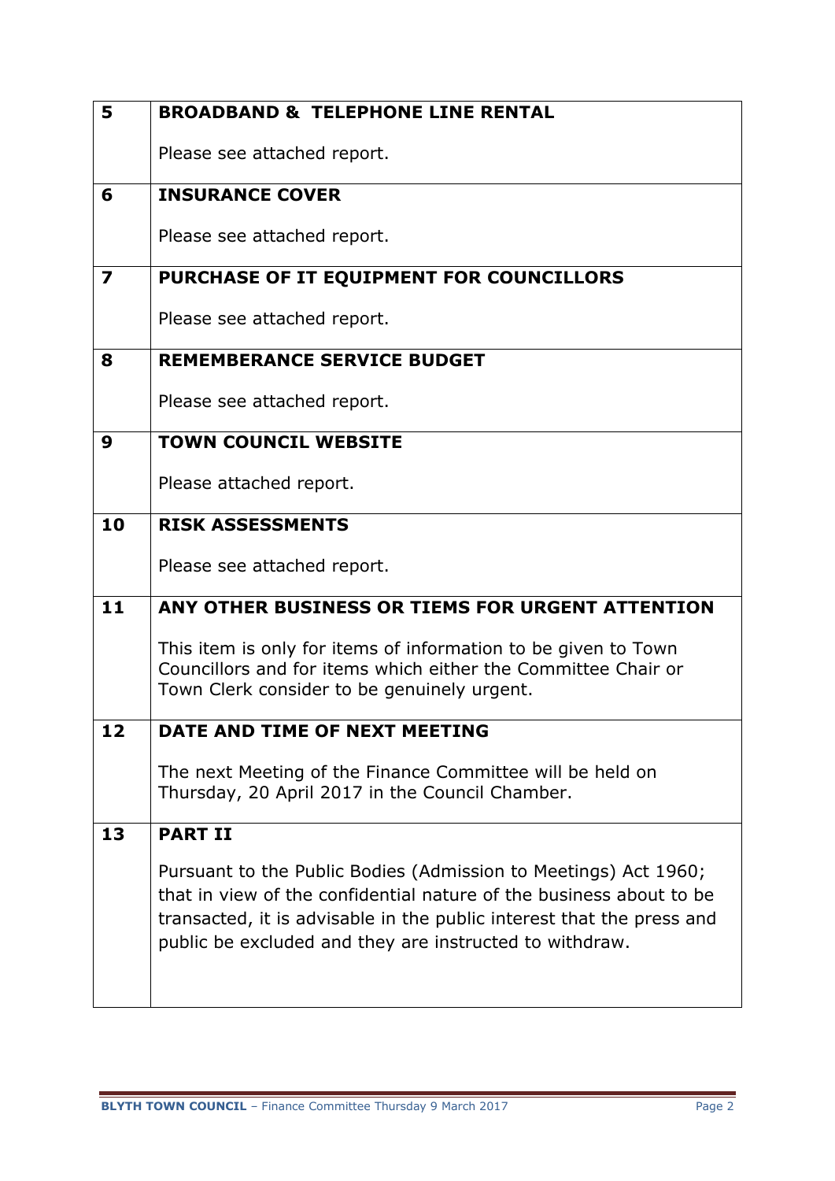| | |
|---|---|
| **5** | **BROADBAND & TELEPHONE LINE RENTAL**<br><br>Please see attached report. |
| **6** | **INSURANCE COVER**<br><br>Please see attached report. |
| **7** | **PURCHASE OF IT EQUIPMENT FOR COUNCILLORS**<br><br>Please see attached report. |
| **8** | **REMEMBERANCE SERVICE BUDGET**<br><br>Please see attached report. |
| **9** | **TOWN COUNCIL WEBSITE**<br><br>Please attached report. |
| **10** | **RISK ASSESSMENTS**<br><br>Please see attached report. |
| **11** | **ANY OTHER BUSINESS OR TIEMS FOR URGENT ATTENTION**<br><br>This item is only for items of information to be given to Town Councillors and for items which either the Committee Chair or Town Clerk consider to be genuinely urgent. |
| **12** | **DATE AND TIME OF NEXT MEETING**<br><br>The next Meeting of the Finance Committee will be held on Thursday, 20 April 2017 in the Council Chamber. |
| **13** | **PART II**<br><br>Pursuant to the Public Bodies (Admission to Meetings) Act 1960; that in view of the confidential nature of the business about to be transacted, it is advisable in the public interest that the press and public be excluded and they are instructed to withdraw. |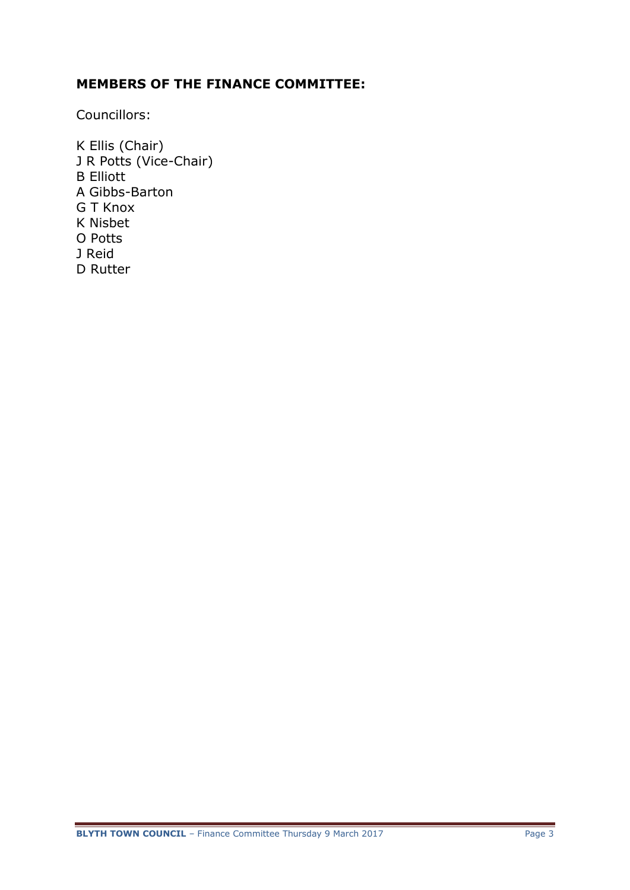## MEMBERS OF THE FINANCE COMMITTEE:

Councillors:

K Ellis (Chair)
J R Potts (Vice-Chair)
B Elliott
A Gibbs-Barton
G T Knox
K Nisbet
O Potts
J Reid
D Rutter